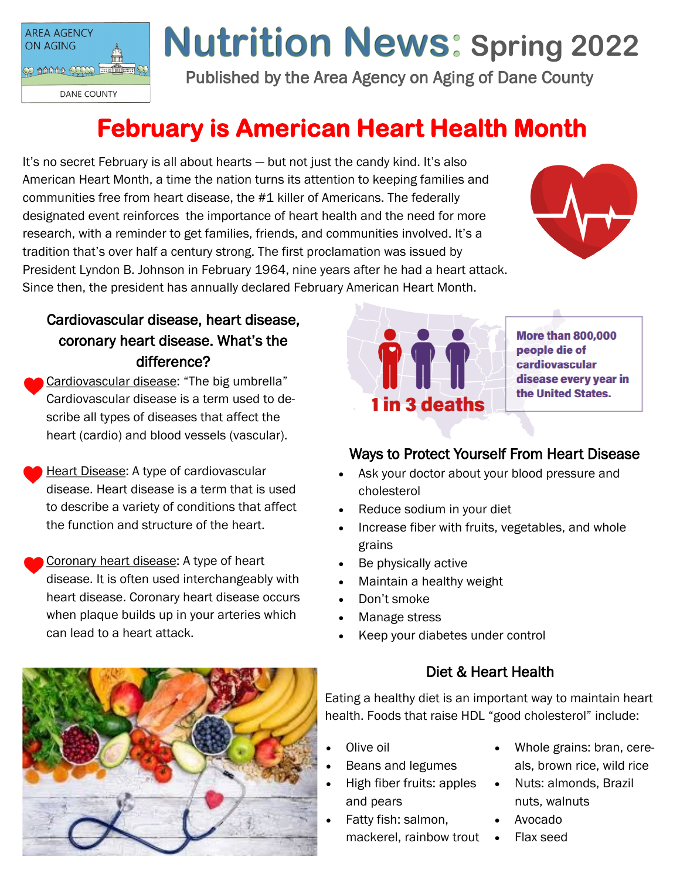AREA AGENCY ON AGING

DANE COUNTY

# Nutrition News: Spring 2022

Published by the Area Agency on Aging of Dane County

## February is American Heart Health Month

It's no secret February is all about hearts — but not just the candy kind. It's also American Heart Month, a time the nation turns its attention to keeping families and communities free from heart disease, the #1 killer of Americans. The federally designated event reinforces the importance of heart health and the need for more research, with a reminder to get families, friends, and communities involved. It's a tradition that's over half a century strong. The first proclamation was issued by President Lyndon B. Johnson in February 1964, nine years after he had a heart attack. Since then, the president has annually declared February American Heart Month.

### Cardiovascular disease, heart disease, coronary heart disease. What's the difference?

- Cardiovascular disease: "The big umbrella" Cardiovascular disease is a term used to describe all types of diseases that affect the heart (cardio) and blood vessels (vascular).
- Heart Disease: A type of cardiovascular disease. Heart disease is a term that is used to describe a variety of conditions that affect the function and structure of the heart.
- Coronary heart disease: A type of heart disease. It is often used interchangeably with heart disease. Coronary heart disease occurs when plaque builds up in your arteries which can lead to a heart attack.

**1 in 3 deaths**

**More than 800,000 people die of cardiovascular disease every year in the United States.**

### Ways to Protect Yourself From Heart Disease

- Ask your doctor about your blood pressure and cholesterol
- Reduce sodium in your diet
- Increase fiber with fruits, vegetables, and whole grains
- Be physically active
- Maintain a healthy weight
- Don't smoke
- Manage stress
- Keep your diabetes under control

### Diet & Heart Health

Eating a healthy diet is an important way to maintain heart health. Foods that raise HDL "good cholesterol" include:

- Olive oil
- Beans and legumes
- High fiber fruits: apples and pears
- Fatty fish: salmon, mackerel, rainbow trout
- Whole grains: bran, cereals, brown rice, wild rice
- Nuts: almonds, Brazil nuts, walnuts
- Avocado
- Flax seed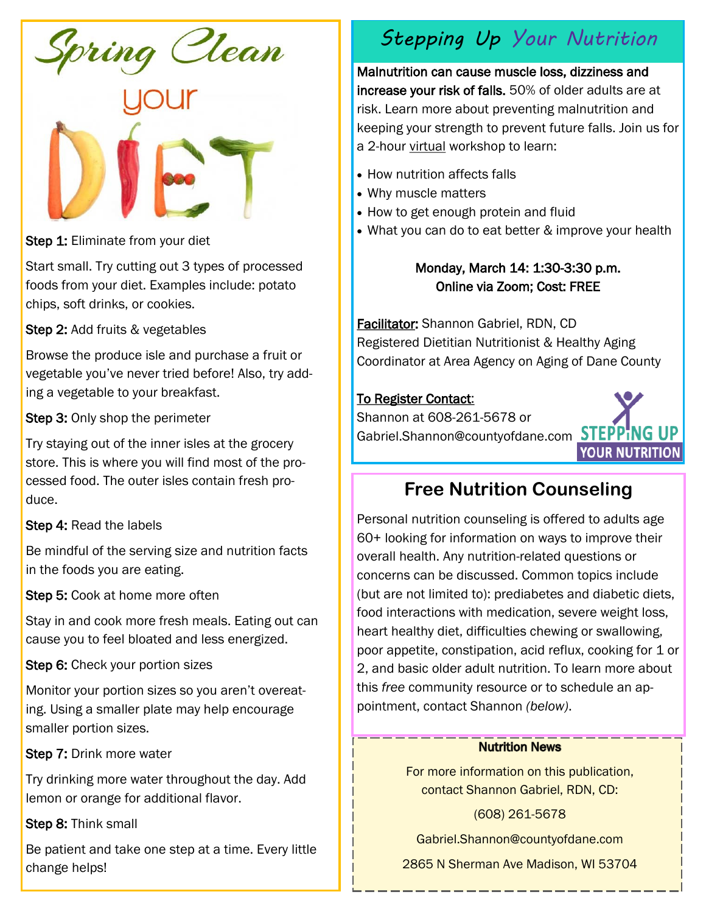# Spring Clean your DIET

**Step 1:** Eliminate from your diet

Start small. Try cutting out 3 types of processed foods from your diet. Examples include: potato chips, soft drinks, or cookies.

**Step 2:** Add fruits & vegetables

Browse the produce isle and purchase a fruit or vegetable you've never tried before! Also, try adding a vegetable to your breakfast.

**Step 3:** Only shop the perimeter

Try staying out of the inner isles at the grocery store. This is where you will find most of the processed food. The outer isles contain fresh produce.

**Step 4:** Read the labels

Be mindful of the serving size and nutrition facts in the foods you are eating.

**Step 5:** Cook at home more often

Stay in and cook more fresh meals. Eating out can cause you to feel bloated and less energized.

**Step 6:** Check your portion sizes

Monitor your portion sizes so you aren't overeating. Using a smaller plate may help encourage smaller portion sizes.

**Step 7:** Drink more water

Try drinking more water throughout the day. Add lemon or orange for additional flavor.

**Step 8:** Think small

Be patient and take one step at a time. Every little change helps!

## Stepping Up Your Nutrition

**Malnutrition can cause muscle loss, dizziness and increase your risk of falls.** 50% of older adults are at risk. Learn more about preventing malnutrition and keeping your strength to prevent future falls. Join us for a 2-hour virtual workshop to learn:

- How nutrition affects falls
- Why muscle matters
- How to get enough protein and fluid
- What you can do to eat better & improve your health

**Monday, March 14: 1:30-3:30 p.m.**
**Online via Zoom; Cost: FREE**

**Facilitator:** Shannon Gabriel, RDN, CD
Registered Dietitian Nutritionist & Healthy Aging Coordinator at Area Agency on Aging of Dane County

**To Register Contact:**
Shannon at 608-261-5678 or
Gabriel.Shannon@countyofdane.com

STEPPING UP YOUR NUTRITION

## Free Nutrition Counseling

Personal nutrition counseling is offered to adults age 60+ looking for information on ways to improve their overall health. Any nutrition-related questions or concerns can be discussed. Common topics include (but are not limited to): prediabetes and diabetic diets, food interactions with medication, severe weight loss, heart healthy diet, difficulties chewing or swallowing, poor appetite, constipation, acid reflux, cooking for 1 or 2, and basic older adult nutrition. To learn more about this *free* community resource or to schedule an appointment, contact Shannon *(below)*.

**Nutrition News**

For more information on this publication, contact Shannon Gabriel, RDN, CD:

(608) 261-5678

Gabriel.Shannon@countyofdane.com

2865 N Sherman Ave Madison, WI 53704